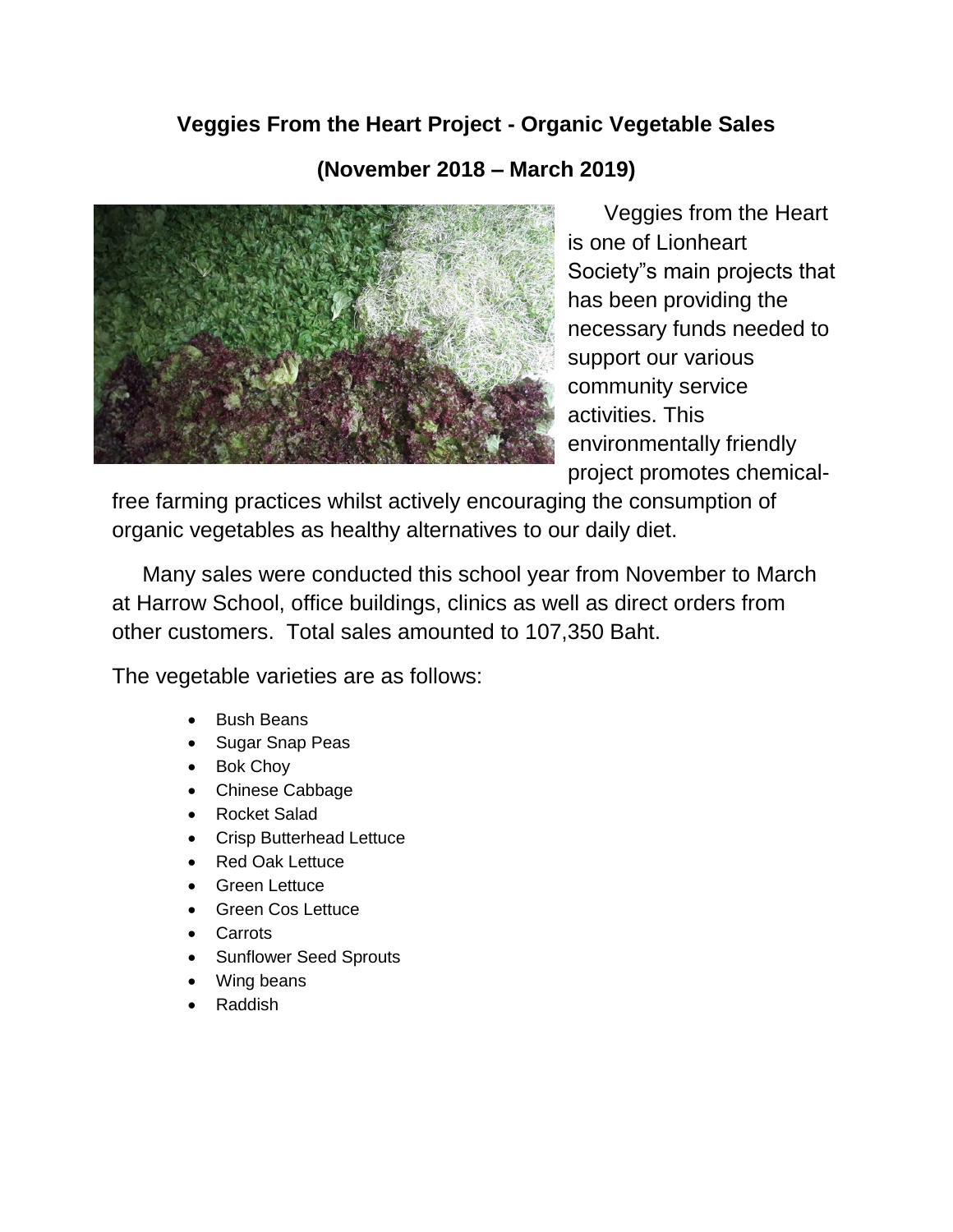# Veggies From the Heart Project - Organic Vegetable Sales

## (November 2018 – March 2019)

Veggies from the Heart is one of Lionheart Society"s main projects that has been providing the necessary funds needed to support our various community service activities. This environmentally friendly project promotes chemical-free farming practices whilst actively encouraging the consumption of organic vegetables as healthy alternatives to our daily diet.

Many sales were conducted this school year from November to March at Harrow School, office buildings, clinics as well as direct orders from other customers. Total sales amounted to 107,350 Baht.

The vegetable varieties are as follows:

- Bush Beans
- Sugar Snap Peas
- Bok Choy
- Chinese Cabbage
- Rocket Salad
- Crisp Butterhead Lettuce
- Red Oak Lettuce
- Green Lettuce
- Green Cos Lettuce
- Carrots
- Sunflower Seed Sprouts
- Wing beans
- Raddish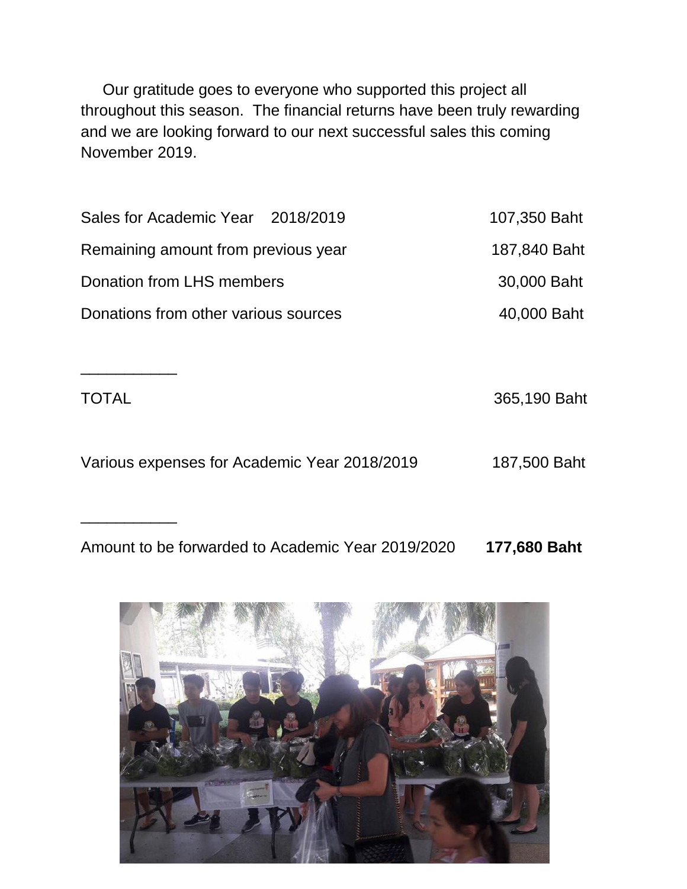Our gratitude goes to everyone who supported this project all throughout this season. The financial returns have been truly rewarding and we are looking forward to our next successful sales this coming November 2019.

| | |
|---|---|
| Sales for Academic Year 2018/2019 | 107,350 Baht |
| Remaining amount from previous year | 187,840 Baht |
| Donation from LHS members | 30,000 Baht |
| Donations from other various sources | 40,000 Baht |

___________

| | |
|---|---|
| TOTAL | 365,190 Baht |
| Various expenses for Academic Year 2018/2019 | 187,500 Baht |

___________

| | |
|---|---|
| Amount to be forwarded to Academic Year 2019/2020 | **177,680 Baht** |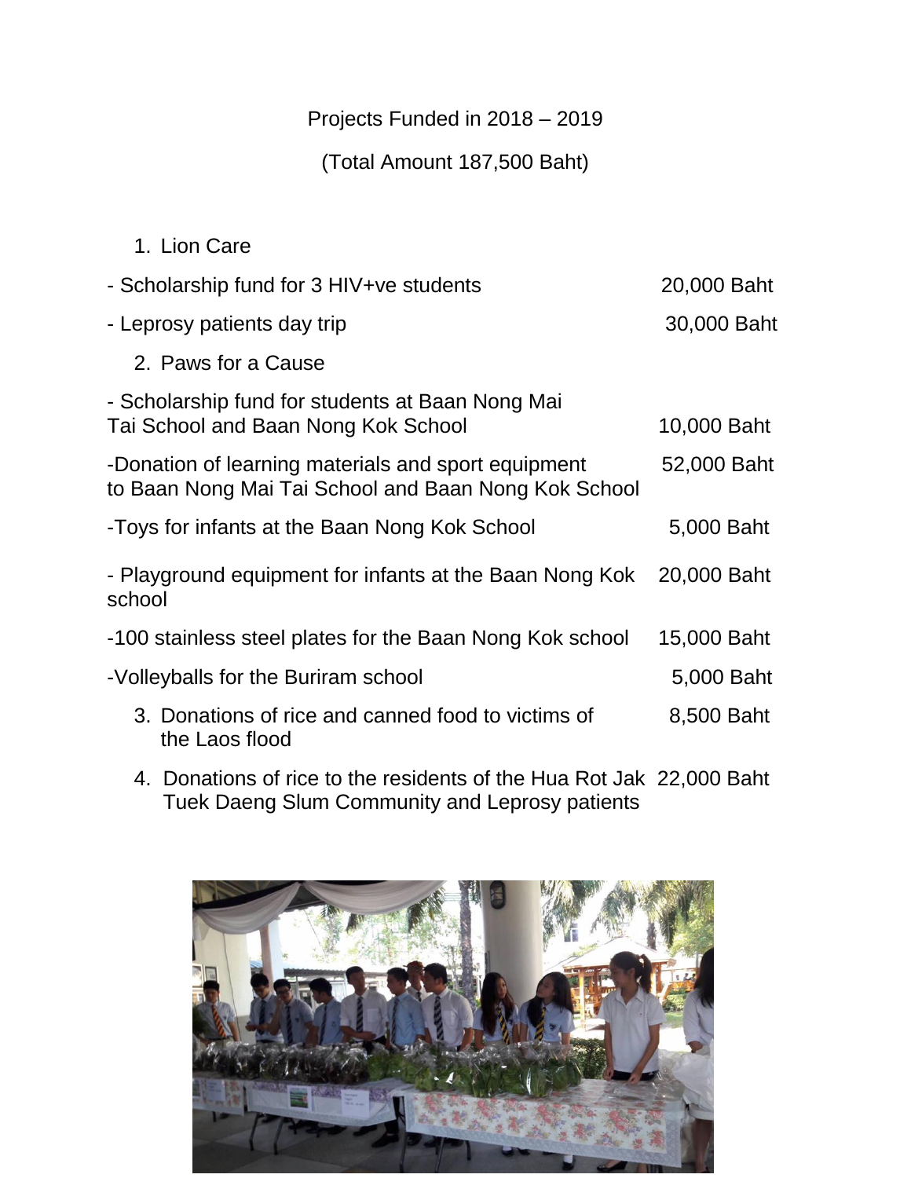Projects Funded in 2018 – 2019

(Total Amount 187,500 Baht)

1. Lion Care

| | |
|---|---|
| - Scholarship fund for 3 HIV+ve students | 20,000 Baht |
| - Leprosy patients day trip | 30,000 Baht |

2. Paws for a Cause

| | |
|---|---|
| - Scholarship fund for students at Baan Nong Mai Tai School and Baan Nong Kok School | 10,000 Baht |
| -Donation of learning materials and sport equipment to Baan Nong Mai Tai School and Baan Nong Kok School | 52,000 Baht |
| -Toys for infants at the Baan Nong Kok School | 5,000 Baht |
| - Playground equipment for infants at the Baan Nong Kok school | 20,000 Baht |
| -100 stainless steel plates for the Baan Nong Kok school | 15,000 Baht |
| -Volleyballs for the Buriram school | 5,000 Baht |

3. Donations of rice and canned food to victims of the Laos flood — 8,500 Baht

4. Donations of rice to the residents of the Hua Rot Jak Tuek Daeng Slum Community and Leprosy patients — 22,000 Baht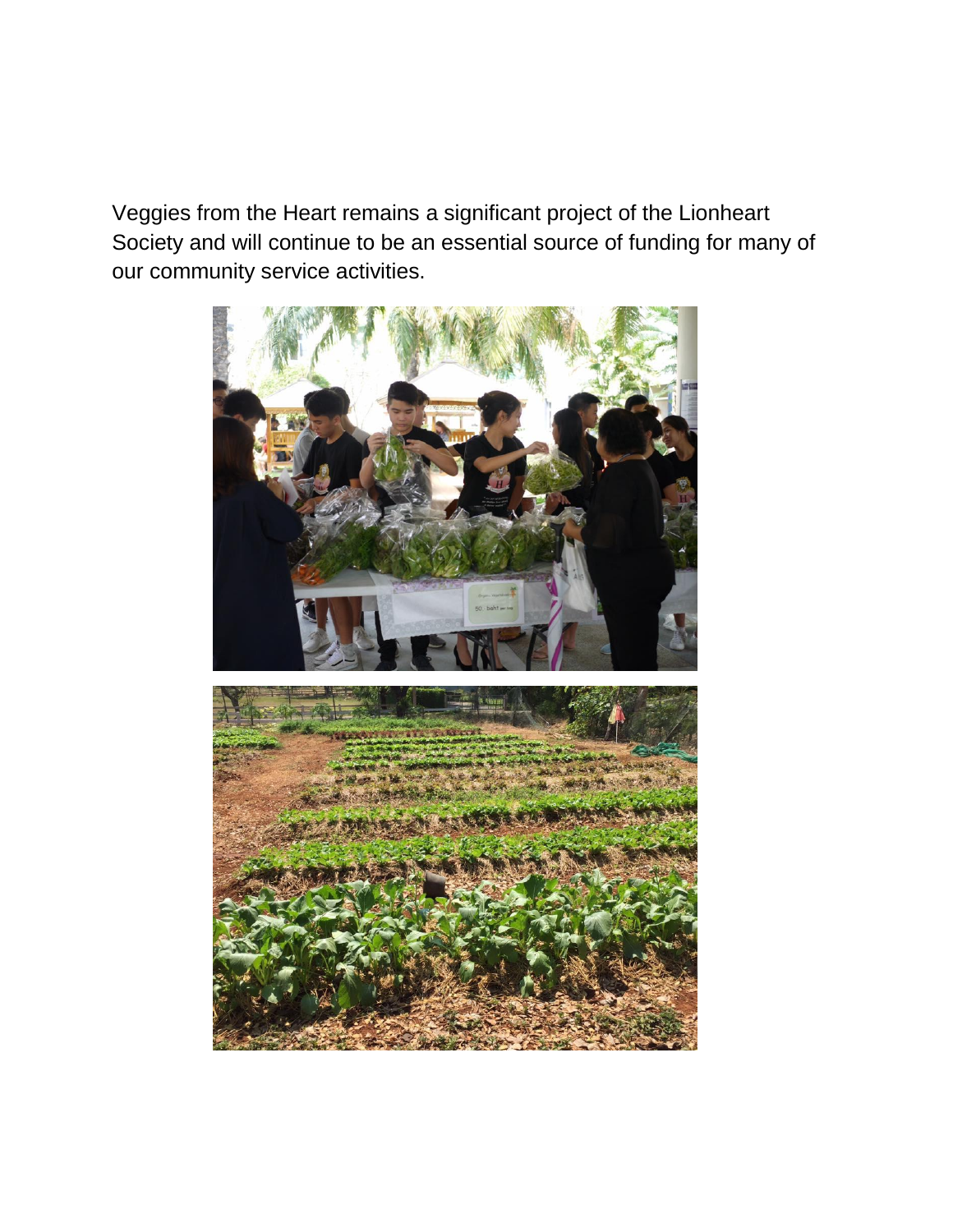Veggies from the Heart remains a significant project of the Lionheart Society and will continue to be an essential source of funding for many of our community service activities.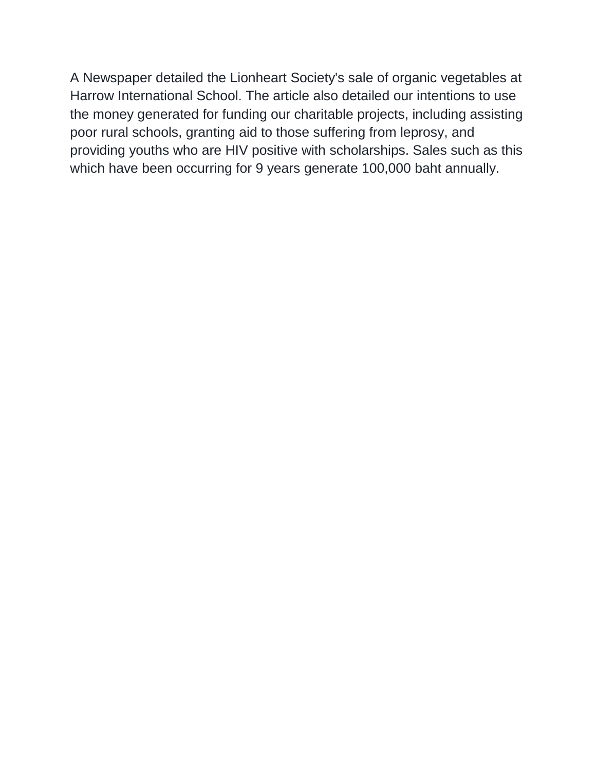A Newspaper detailed the Lionheart Society's sale of organic vegetables at Harrow International School. The article also detailed our intentions to use the money generated for funding our charitable projects, including assisting poor rural schools, granting aid to those suffering from leprosy, and providing youths who are HIV positive with scholarships. Sales such as this which have been occurring for 9 years generate 100,000 baht annually.